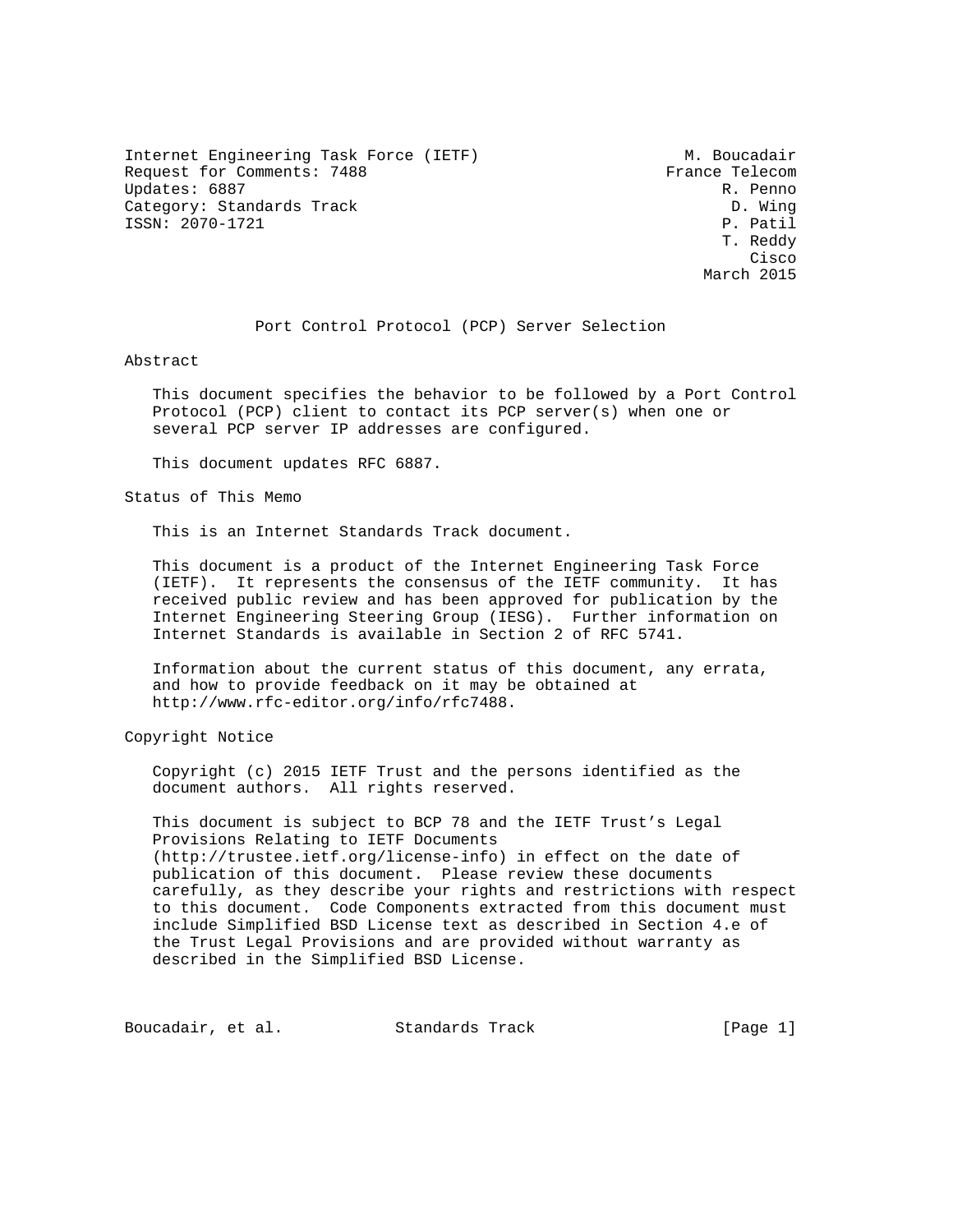Internet Engineering Task Force (IETF) M. Boucadair
Request for Comments: 7488 France Telecom
Updates: 6887 R. Penno
Category: Standards Track D. Wing
ISSN: 2070-1721 P. Patil
T. Reddy
Cisco
March 2015

# Port Control Protocol (PCP) Server Selection

## Abstract

This document specifies the behavior to be followed by a Port Control Protocol (PCP) client to contact its PCP server(s) when one or several PCP server IP addresses are configured.

This document updates RFC 6887.

## Status of This Memo

This is an Internet Standards Track document.

This document is a product of the Internet Engineering Task Force (IETF). It represents the consensus of the IETF community. It has received public review and has been approved for publication by the Internet Engineering Steering Group (IESG). Further information on Internet Standards is available in Section 2 of RFC 5741.

Information about the current status of this document, any errata, and how to provide feedback on it may be obtained at http://www.rfc-editor.org/info/rfc7488.

## Copyright Notice

Copyright (c) 2015 IETF Trust and the persons identified as the document authors. All rights reserved.

This document is subject to BCP 78 and the IETF Trust's Legal Provisions Relating to IETF Documents (http://trustee.ietf.org/license-info) in effect on the date of publication of this document. Please review these documents carefully, as they describe your rights and restrictions with respect to this document. Code Components extracted from this document must include Simplified BSD License text as described in Section 4.e of the Trust Legal Provisions and are provided without warranty as described in the Simplified BSD License.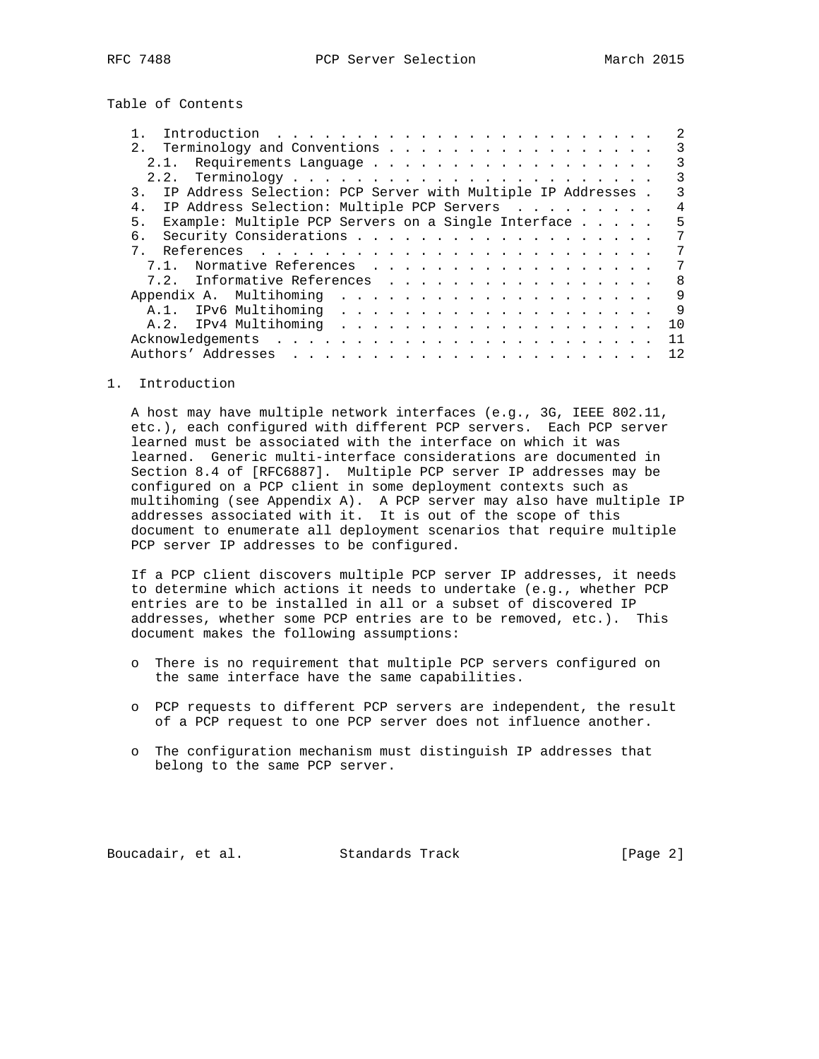Table of Contents

- 1. Introduction . . . . . . . . . . . . . . . . . . . . . . . . 2
- 2. Terminology and Conventions . . . . . . . . . . . . . . . . . 3
  - 2.1. Requirements Language . . . . . . . . . . . . . . . . . . 3
  - 2.2. Terminology . . . . . . . . . . . . . . . . . . . . . . . 3
- 3. IP Address Selection: PCP Server with Multiple IP Addresses . 3
- 4. IP Address Selection: Multiple PCP Servers . . . . . . . . . 4
- 5. Example: Multiple PCP Servers on a Single Interface . . . . . 5
- 6. Security Considerations . . . . . . . . . . . . . . . . . . . 7
- 7. References . . . . . . . . . . . . . . . . . . . . . . . . . 7
  - 7.1. Normative References . . . . . . . . . . . . . . . . . . 7
  - 7.2. Informative References . . . . . . . . . . . . . . . . . 8
- Appendix A. Multihoming . . . . . . . . . . . . . . . . . . . . 9
  - A.1. IPv6 Multihoming . . . . . . . . . . . . . . . . . . . . 9
  - A.2. IPv4 Multihoming . . . . . . . . . . . . . . . . . . . . 10
- Acknowledgements . . . . . . . . . . . . . . . . . . . . . . . . 11
- Authors' Addresses . . . . . . . . . . . . . . . . . . . . . . . 12

## 1. Introduction

A host may have multiple network interfaces (e.g., 3G, IEEE 802.11, etc.), each configured with different PCP servers. Each PCP server learned must be associated with the interface on which it was learned. Generic multi-interface considerations are documented in Section 8.4 of [RFC6887]. Multiple PCP server IP addresses may be configured on a PCP client in some deployment contexts such as multihoming (see Appendix A). A PCP server may also have multiple IP addresses associated with it. It is out of the scope of this document to enumerate all deployment scenarios that require multiple PCP server IP addresses to be configured.

If a PCP client discovers multiple PCP server IP addresses, it needs to determine which actions it needs to undertake (e.g., whether PCP entries are to be installed in all or a subset of discovered IP addresses, whether some PCP entries are to be removed, etc.). This document makes the following assumptions:

- There is no requirement that multiple PCP servers configured on the same interface have the same capabilities.
- PCP requests to different PCP servers are independent, the result of a PCP request to one PCP server does not influence another.
- The configuration mechanism must distinguish IP addresses that belong to the same PCP server.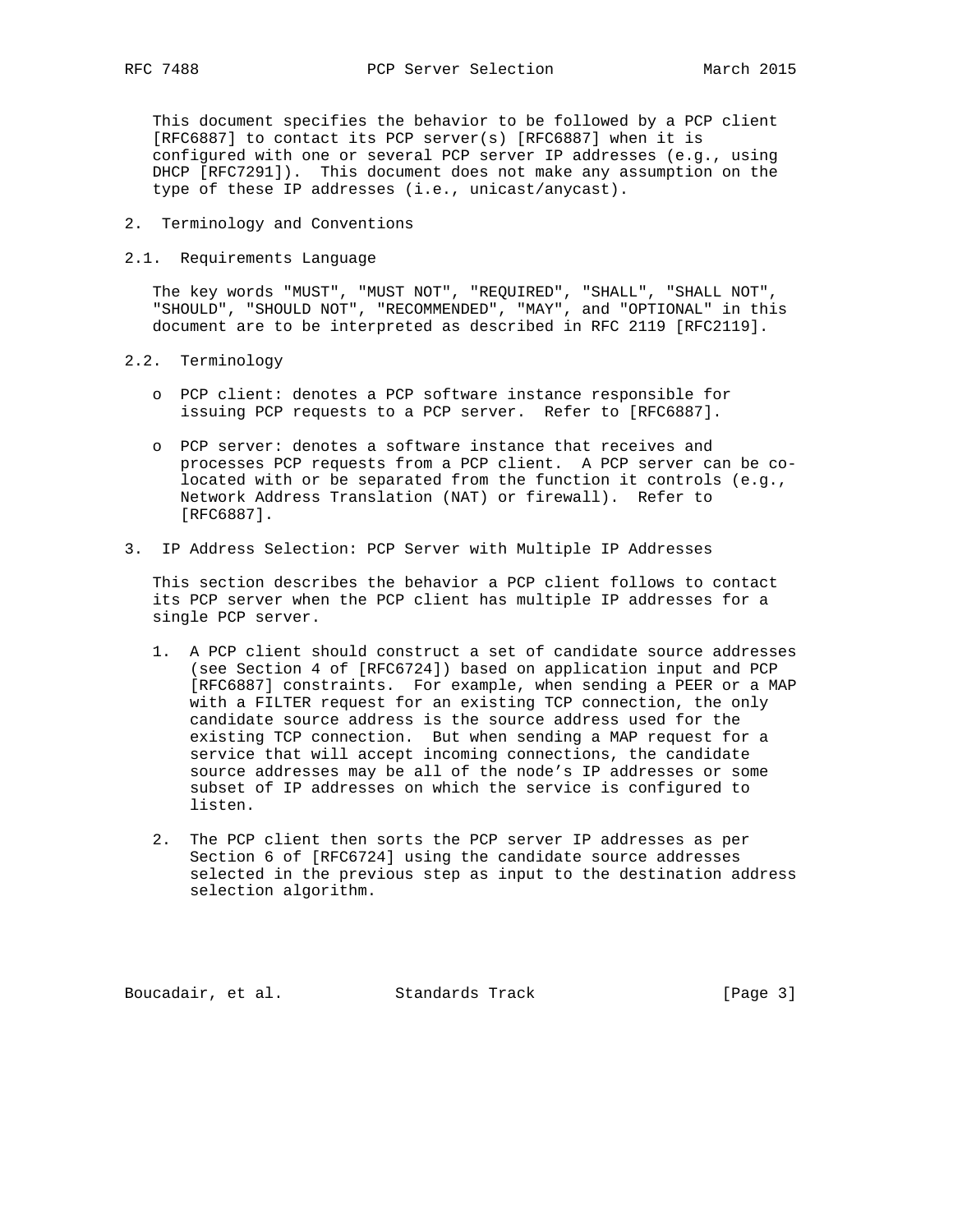This document specifies the behavior to be followed by a PCP client [RFC6887] to contact its PCP server(s) [RFC6887] when it is configured with one or several PCP server IP addresses (e.g., using DHCP [RFC7291]). This document does not make any assumption on the type of these IP addresses (i.e., unicast/anycast).

## 2. Terminology and Conventions

### 2.1. Requirements Language

The key words "MUST", "MUST NOT", "REQUIRED", "SHALL", "SHALL NOT", "SHOULD", "SHOULD NOT", "RECOMMENDED", "MAY", and "OPTIONAL" in this document are to be interpreted as described in RFC 2119 [RFC2119].

### 2.2. Terminology

- PCP client: denotes a PCP software instance responsible for issuing PCP requests to a PCP server. Refer to [RFC6887].
- PCP server: denotes a software instance that receives and processes PCP requests from a PCP client. A PCP server can be co-located with or be separated from the function it controls (e.g., Network Address Translation (NAT) or firewall). Refer to [RFC6887].

## 3. IP Address Selection: PCP Server with Multiple IP Addresses

This section describes the behavior a PCP client follows to contact its PCP server when the PCP client has multiple IP addresses for a single PCP server.

1. A PCP client should construct a set of candidate source addresses (see Section 4 of [RFC6724]) based on application input and PCP [RFC6887] constraints. For example, when sending a PEER or a MAP with a FILTER request for an existing TCP connection, the only candidate source address is the source address used for the existing TCP connection. But when sending a MAP request for a service that will accept incoming connections, the candidate source addresses may be all of the node's IP addresses or some subset of IP addresses on which the service is configured to listen.
2. The PCP client then sorts the PCP server IP addresses as per Section 6 of [RFC6724] using the candidate source addresses selected in the previous step as input to the destination address selection algorithm.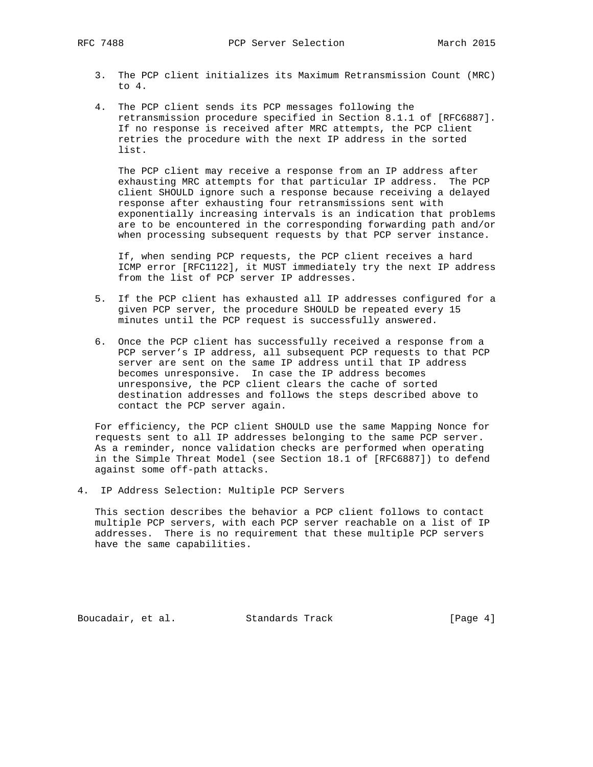3. The PCP client initializes its Maximum Retransmission Count (MRC) to 4.

4. The PCP client sends its PCP messages following the retransmission procedure specified in Section 8.1.1 of [RFC6887]. If no response is received after MRC attempts, the PCP client retries the procedure with the next IP address in the sorted list.

   The PCP client may receive a response from an IP address after exhausting MRC attempts for that particular IP address. The PCP client SHOULD ignore such a response because receiving a delayed response after exhausting four retransmissions sent with exponentially increasing intervals is an indication that problems are to be encountered in the corresponding forwarding path and/or when processing subsequent requests by that PCP server instance.

   If, when sending PCP requests, the PCP client receives a hard ICMP error [RFC1122], it MUST immediately try the next IP address from the list of PCP server IP addresses.

5. If the PCP client has exhausted all IP addresses configured for a given PCP server, the procedure SHOULD be repeated every 15 minutes until the PCP request is successfully answered.

6. Once the PCP client has successfully received a response from a PCP server's IP address, all subsequent PCP requests to that PCP server are sent on the same IP address until that IP address becomes unresponsive. In case the IP address becomes unresponsive, the PCP client clears the cache of sorted destination addresses and follows the steps described above to contact the PCP server again.

For efficiency, the PCP client SHOULD use the same Mapping Nonce for requests sent to all IP addresses belonging to the same PCP server. As a reminder, nonce validation checks are performed when operating in the Simple Threat Model (see Section 18.1 of [RFC6887]) to defend against some off-path attacks.

## 4. IP Address Selection: Multiple PCP Servers

This section describes the behavior a PCP client follows to contact multiple PCP servers, with each PCP server reachable on a list of IP addresses. There is no requirement that these multiple PCP servers have the same capabilities.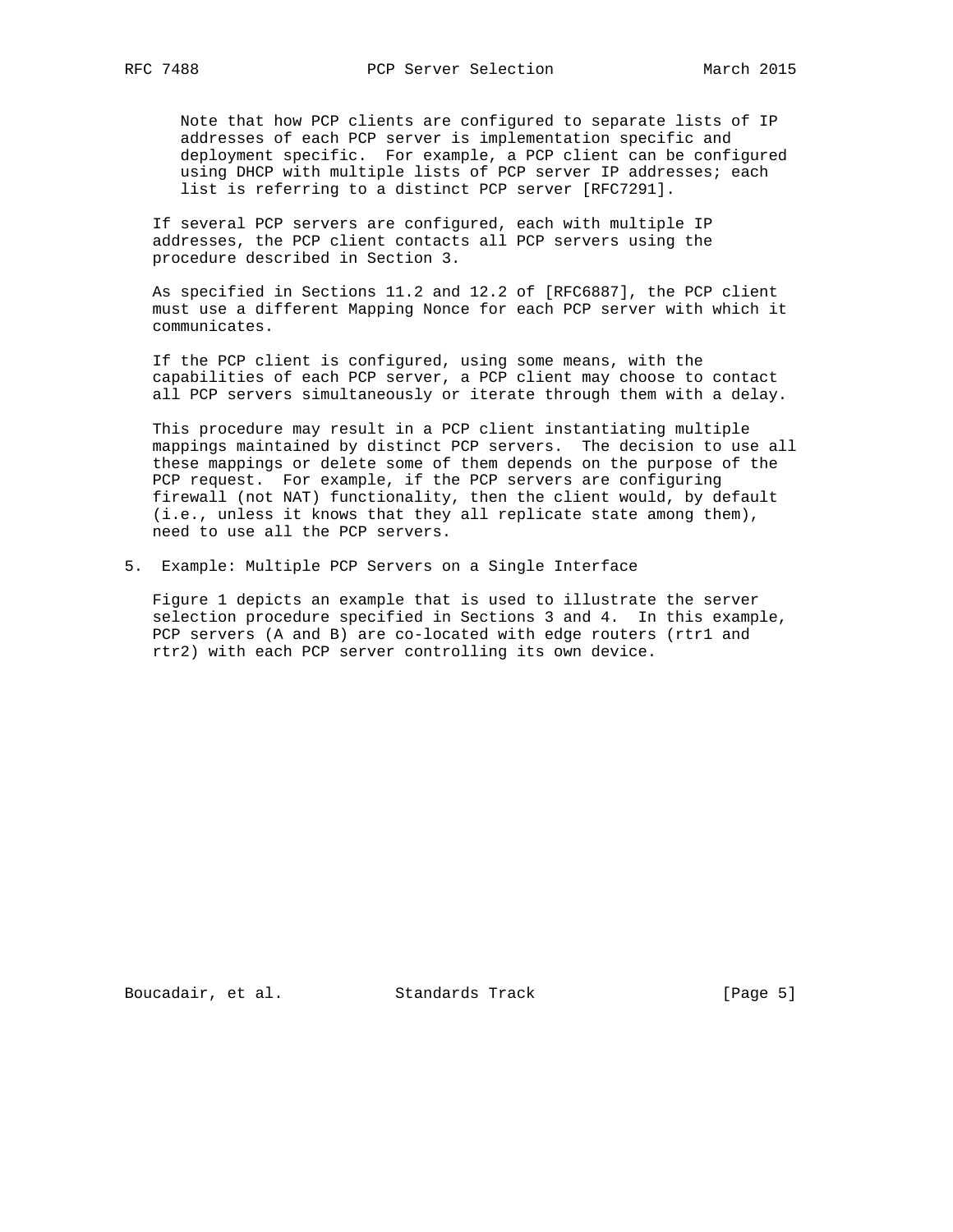Note that how PCP clients are configured to separate lists of IP addresses of each PCP server is implementation specific and deployment specific. For example, a PCP client can be configured using DHCP with multiple lists of PCP server IP addresses; each list is referring to a distinct PCP server [RFC7291].

If several PCP servers are configured, each with multiple IP addresses, the PCP client contacts all PCP servers using the procedure described in Section 3.

As specified in Sections 11.2 and 12.2 of [RFC6887], the PCP client must use a different Mapping Nonce for each PCP server with which it communicates.

If the PCP client is configured, using some means, with the capabilities of each PCP server, a PCP client may choose to contact all PCP servers simultaneously or iterate through them with a delay.

This procedure may result in a PCP client instantiating multiple mappings maintained by distinct PCP servers. The decision to use all these mappings or delete some of them depends on the purpose of the PCP request. For example, if the PCP servers are configuring firewall (not NAT) functionality, then the client would, by default (i.e., unless it knows that they all replicate state among them), need to use all the PCP servers.

## 5. Example: Multiple PCP Servers on a Single Interface

Figure 1 depicts an example that is used to illustrate the server selection procedure specified in Sections 3 and 4. In this example, PCP servers (A and B) are co-located with edge routers (rtr1 and rtr2) with each PCP server controlling its own device.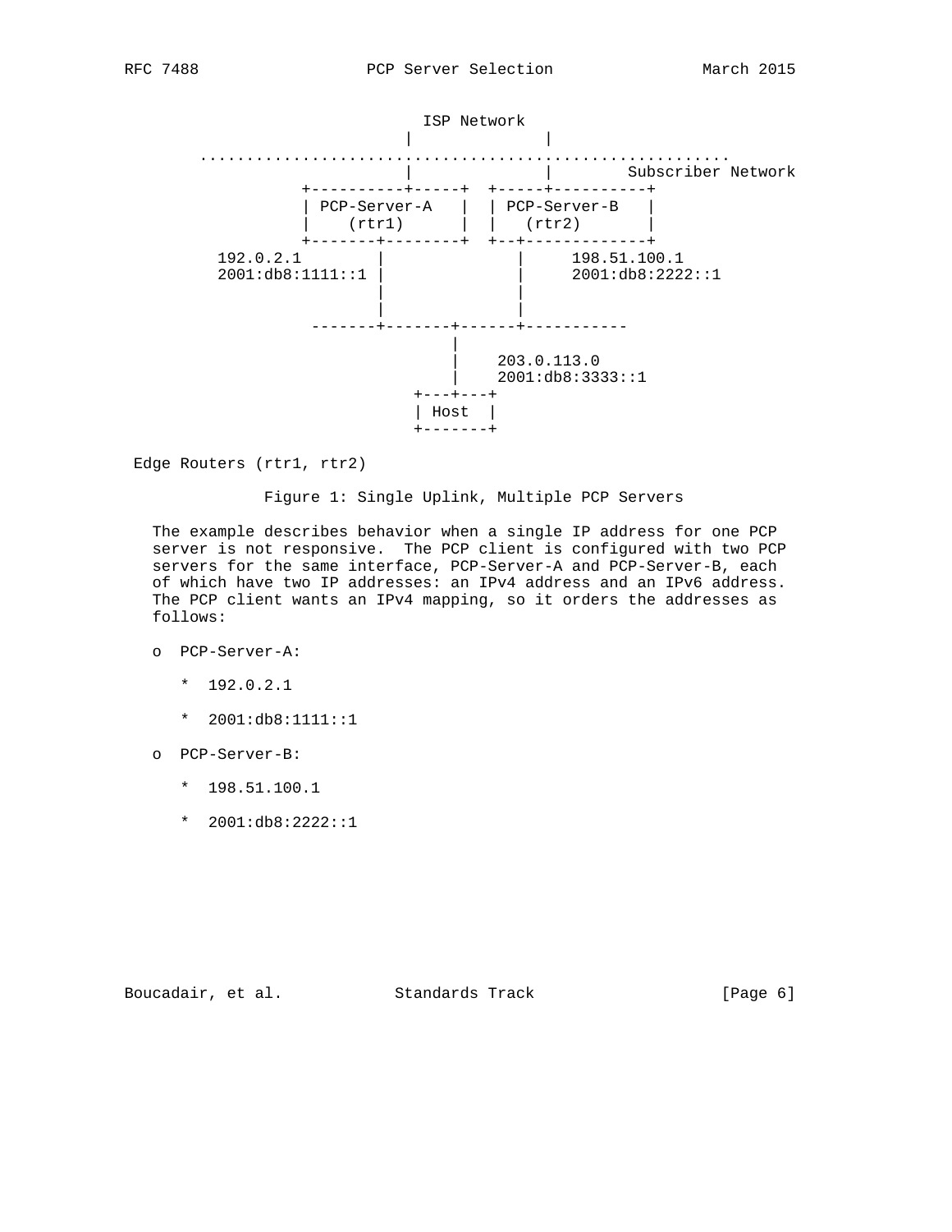```
                          ISP Network
                        |             |
      ............................................................
                        |             |        Subscriber Network
              +----------+-----+  +-----+----------+
              | PCP-Server-A   |  | PCP-Server-B   |
              |    (rtr1)      |  |   (rtr2)       |
              +--------+--------+  +--+-------------+
     192.0.2.1         |              |     198.51.100.1
     2001:db8:1111::1 |              |     2001:db8:2222::1
                       |              |
                       |              |
               -------+-------+------+-----------
                              |
                              |    203.0.113.0
                              |    2001:db8:3333::1
                          +---+---+
                          | Host  |
                          +-------+

 Edge Routers (rtr1, rtr2)
```

Figure 1: Single Uplink, Multiple PCP Servers

The example describes behavior when a single IP address for one PCP server is not responsive. The PCP client is configured with two PCP servers for the same interface, PCP-Server-A and PCP-Server-B, each of which have two IP addresses: an IPv4 address and an IPv6 address. The PCP client wants an IPv4 mapping, so it orders the addresses as follows:

- PCP-Server-A:
  - 192.0.2.1
  - 2001:db8:1111::1
- PCP-Server-B:
  - 198.51.100.1
  - 2001:db8:2222::1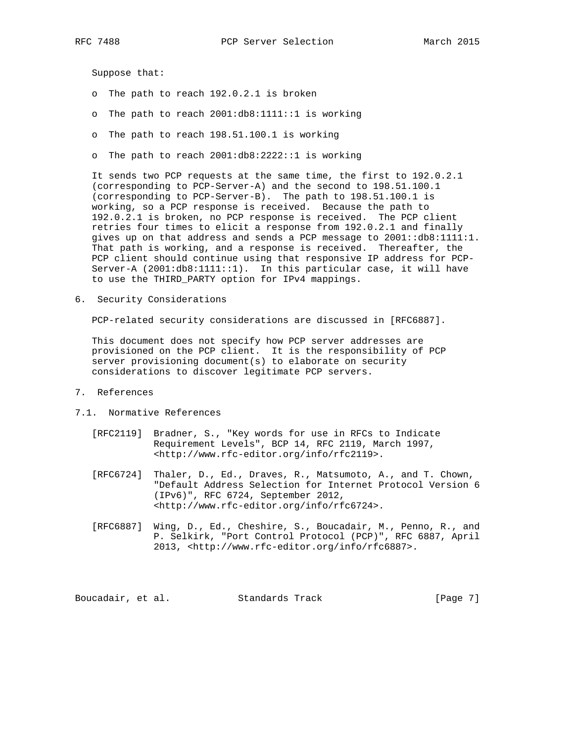Suppose that:

- The path to reach 192.0.2.1 is broken
- The path to reach 2001:db8:1111::1 is working
- The path to reach 198.51.100.1 is working
- The path to reach 2001:db8:2222::1 is working

It sends two PCP requests at the same time, the first to 192.0.2.1 (corresponding to PCP-Server-A) and the second to 198.51.100.1 (corresponding to PCP-Server-B). The path to 198.51.100.1 is working, so a PCP response is received. Because the path to 192.0.2.1 is broken, no PCP response is received. The PCP client retries four times to elicit a response from 192.0.2.1 and finally gives up on that address and sends a PCP message to 2001::db8:1111:1. That path is working, and a response is received. Thereafter, the PCP client should continue using that responsive IP address for PCP-Server-A (2001:db8:1111::1). In this particular case, it will have to use the THIRD_PARTY option for IPv4 mappings.

## 6. Security Considerations

PCP-related security considerations are discussed in [RFC6887].

This document does not specify how PCP server addresses are provisioned on the PCP client. It is the responsibility of PCP server provisioning document(s) to elaborate on security considerations to discover legitimate PCP servers.

## 7. References

### 7.1. Normative References

[RFC2119] Bradner, S., "Key words for use in RFCs to Indicate Requirement Levels", BCP 14, RFC 2119, March 1997, <http://www.rfc-editor.org/info/rfc2119>.

[RFC6724] Thaler, D., Ed., Draves, R., Matsumoto, A., and T. Chown, "Default Address Selection for Internet Protocol Version 6 (IPv6)", RFC 6724, September 2012, <http://www.rfc-editor.org/info/rfc6724>.

[RFC6887] Wing, D., Ed., Cheshire, S., Boucadair, M., Penno, R., and P. Selkirk, "Port Control Protocol (PCP)", RFC 6887, April 2013, <http://www.rfc-editor.org/info/rfc6887>.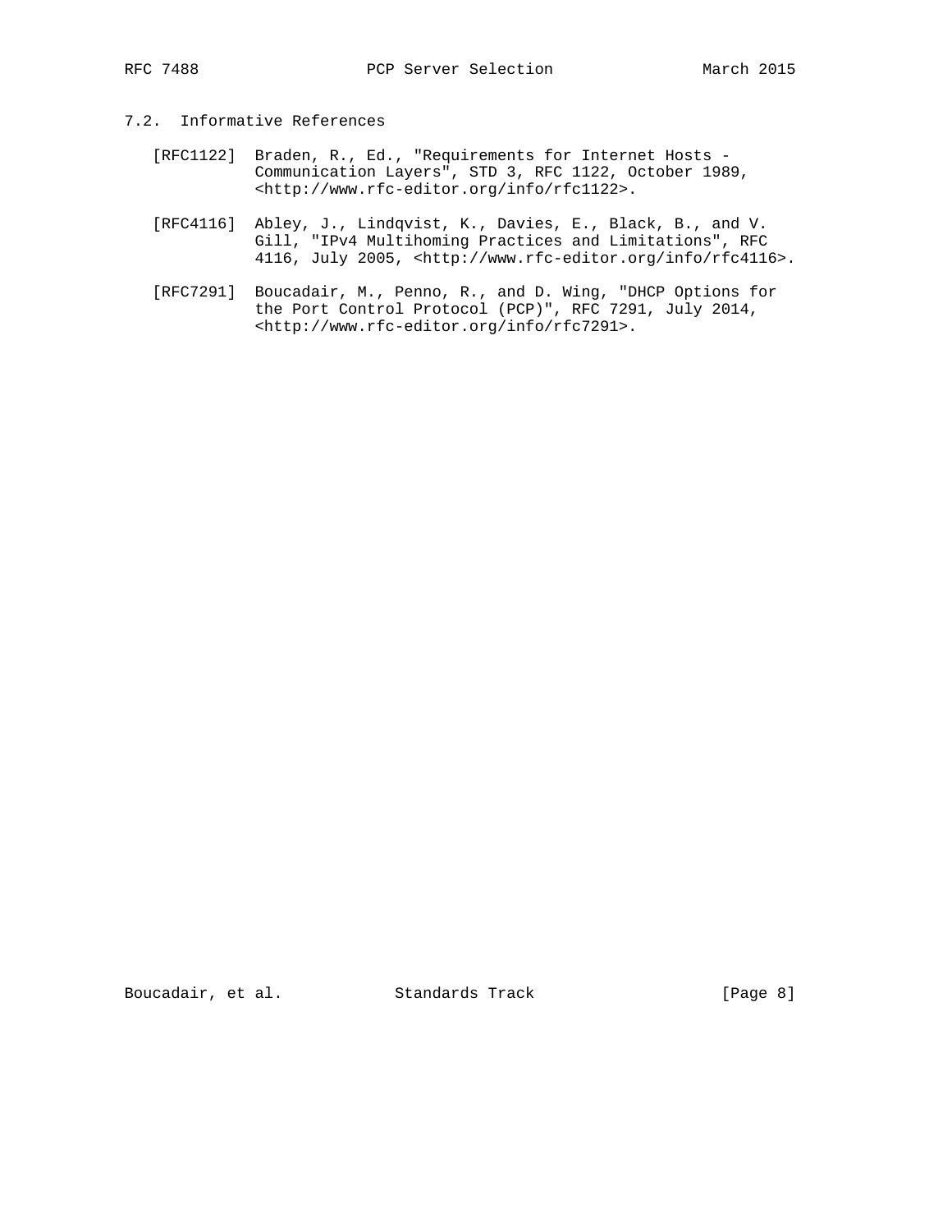### 7.2. Informative References

[RFC1122] Braden, R., Ed., "Requirements for Internet Hosts - Communication Layers", STD 3, RFC 1122, October 1989, <http://www.rfc-editor.org/info/rfc1122>.

[RFC4116] Abley, J., Lindqvist, K., Davies, E., Black, B., and V. Gill, "IPv4 Multihoming Practices and Limitations", RFC 4116, July 2005, <http://www.rfc-editor.org/info/rfc4116>.

[RFC7291] Boucadair, M., Penno, R., and D. Wing, "DHCP Options for the Port Control Protocol (PCP)", RFC 7291, July 2014, <http://www.rfc-editor.org/info/rfc7291>.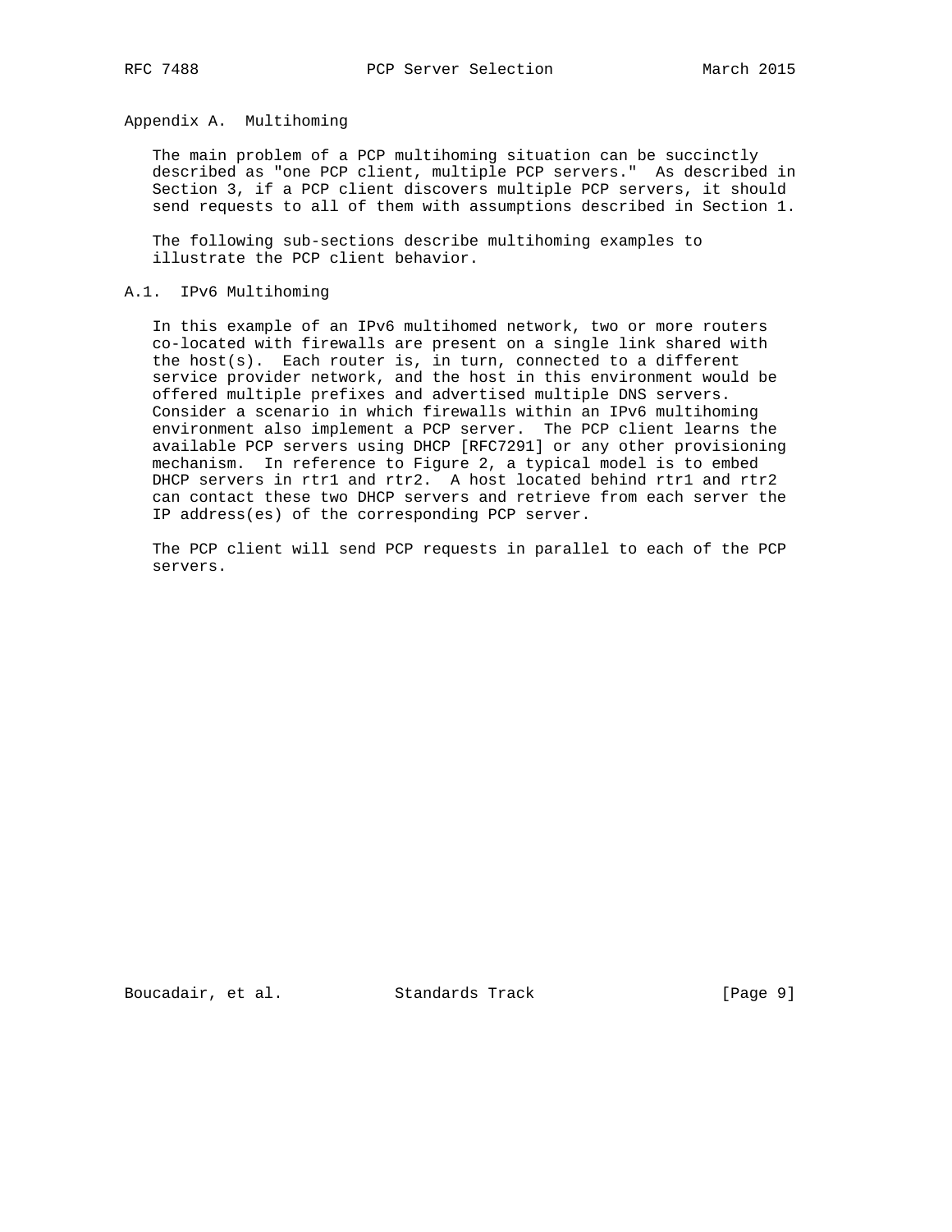# Appendix A. Multihoming

The main problem of a PCP multihoming situation can be succinctly described as "one PCP client, multiple PCP servers." As described in Section 3, if a PCP client discovers multiple PCP servers, it should send requests to all of them with assumptions described in Section 1.

The following sub-sections describe multihoming examples to illustrate the PCP client behavior.

## A.1. IPv6 Multihoming

In this example of an IPv6 multihomed network, two or more routers co-located with firewalls are present on a single link shared with the host(s). Each router is, in turn, connected to a different service provider network, and the host in this environment would be offered multiple prefixes and advertised multiple DNS servers. Consider a scenario in which firewalls within an IPv6 multihoming environment also implement a PCP server. The PCP client learns the available PCP servers using DHCP [RFC7291] or any other provisioning mechanism. In reference to Figure 2, a typical model is to embed DHCP servers in rtr1 and rtr2. A host located behind rtr1 and rtr2 can contact these two DHCP servers and retrieve from each server the IP address(es) of the corresponding PCP server.

The PCP client will send PCP requests in parallel to each of the PCP servers.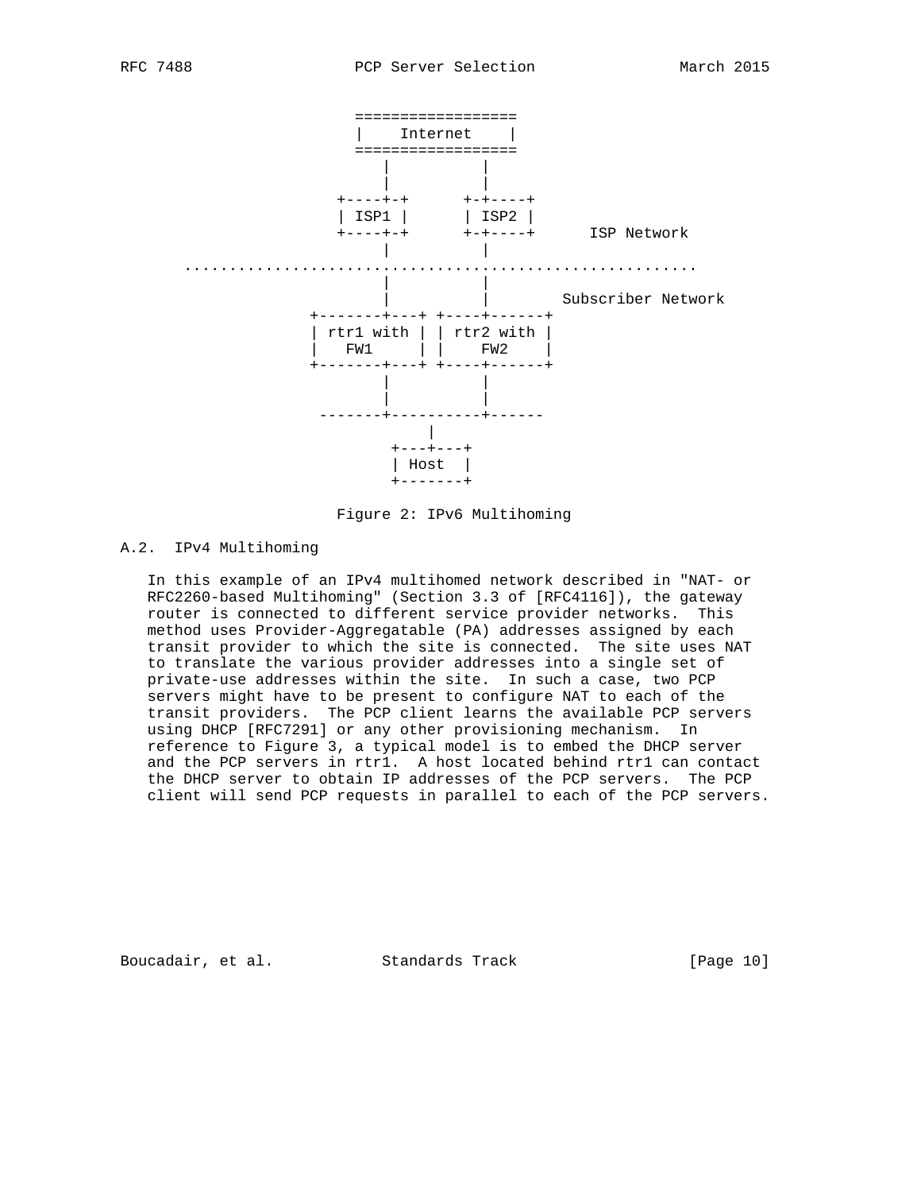```
                     ==================
                     |    Internet    |
                     ==================
                        |          |
                        |          |
                   +----+-+      +-+----+
                   | ISP1 |      | ISP2 |
                   +----+-+      +-+----+      ISP Network
                        |          |
    ..........................................................
                        |          |
                        |          |       Subscriber Network
                +-------+---+ +----+------+
                | rtr1 with | | rtr2 with |
                |   FW1     | |    FW2    |
                +-------+---+ +----+------+
                        |          |
                        |          |
                 -------+----------+------
                             |
                         +---+---+
                         | Host  |
                         +-------+
```

Figure 2: IPv6 Multihoming

### A.2. IPv4 Multihoming

In this example of an IPv4 multihomed network described in "NAT- or RFC2260-based Multihoming" (Section 3.3 of [RFC4116]), the gateway router is connected to different service provider networks. This method uses Provider-Aggregatable (PA) addresses assigned by each transit provider to which the site is connected. The site uses NAT to translate the various provider addresses into a single set of private-use addresses within the site. In such a case, two PCP servers might have to be present to configure NAT to each of the transit providers. The PCP client learns the available PCP servers using DHCP [RFC7291] or any other provisioning mechanism. In reference to Figure 3, a typical model is to embed the DHCP server and the PCP servers in rtr1. A host located behind rtr1 can contact the DHCP server to obtain IP addresses of the PCP servers. The PCP client will send PCP requests in parallel to each of the PCP servers.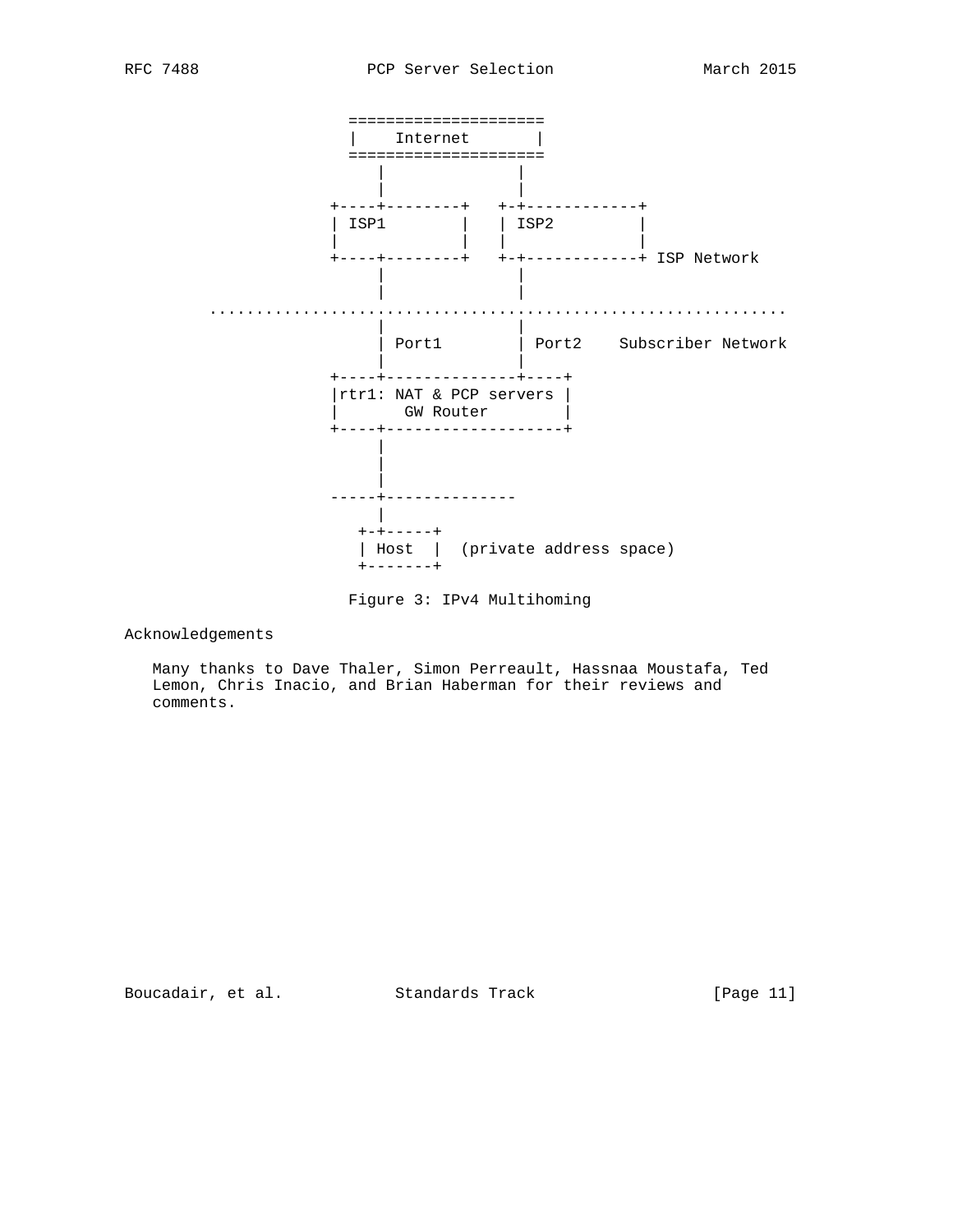```
                     ====================
                     |    Internet      |
                     ====================
                        |           |
                        |           |
                   +----+--------+   +-+------------+
                   | ISP1        |   | ISP2         |
                   |             |   |              |
                   +----+--------+   +-+------------+ ISP Network
                        |           |
                        |           |
         ..............................................................
                        |           |
                        | Port1     | Port2    Subscriber Network
                        |           |
                   +----+--------------+----+
                   |rtr1: NAT & PCP servers |
                   |       GW Router        |
                   +----+-------------------+
                        |
                        |
                        |
                   -----+--------------
                        |
                      +-+-----+
                      | Host  |  (private address space)
                      +-------+
```

Figure 3: IPv4 Multihoming

## Acknowledgements

Many thanks to Dave Thaler, Simon Perreault, Hassnaa Moustafa, Ted Lemon, Chris Inacio, and Brian Haberman for their reviews and comments.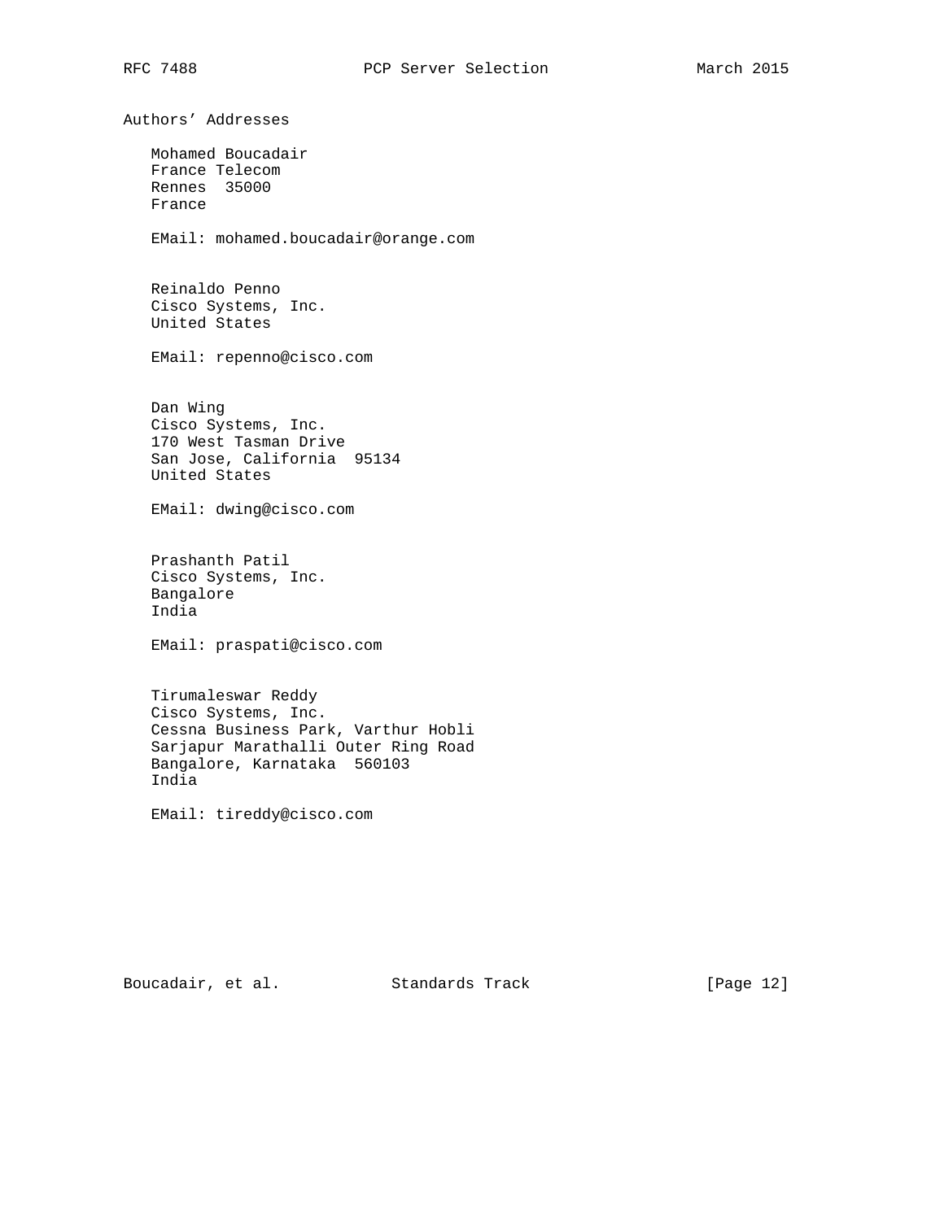## Authors' Addresses

Mohamed Boucadair
France Telecom
Rennes  35000
France

EMail: mohamed.boucadair@orange.com

Reinaldo Penno
Cisco Systems, Inc.
United States

EMail: repenno@cisco.com

Dan Wing
Cisco Systems, Inc.
170 West Tasman Drive
San Jose, California  95134
United States

EMail: dwing@cisco.com

Prashanth Patil
Cisco Systems, Inc.
Bangalore
India

EMail: praspati@cisco.com

Tirumaleswar Reddy
Cisco Systems, Inc.
Cessna Business Park, Varthur Hobli
Sarjapur Marathalli Outer Ring Road
Bangalore, Karnataka  560103
India

EMail: tireddy@cisco.com